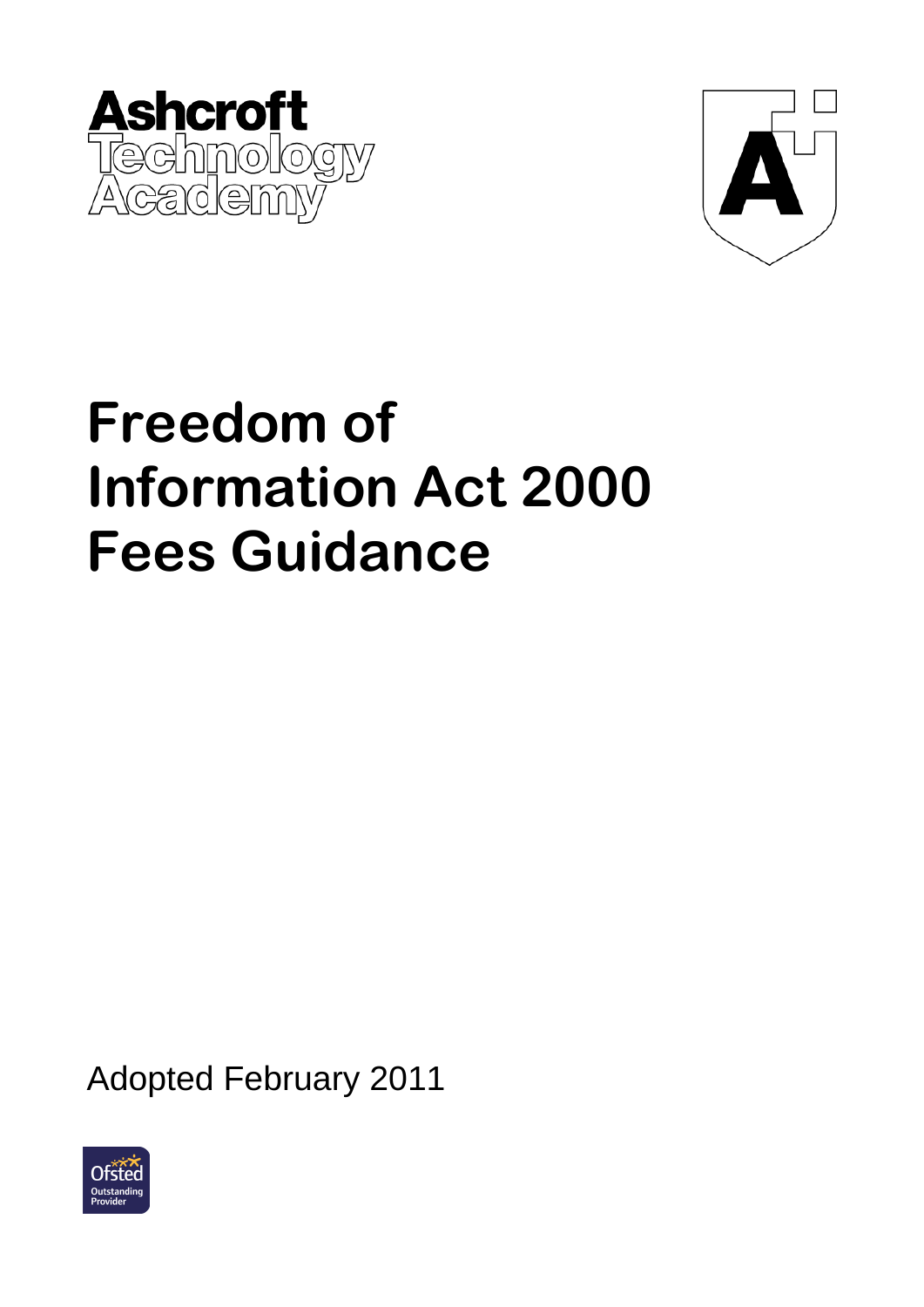Ashcroft Technology Academy

# Freedom of Information Act 2000 Fees Guidance

Adopted February 2011

Ofsted Outstanding Provider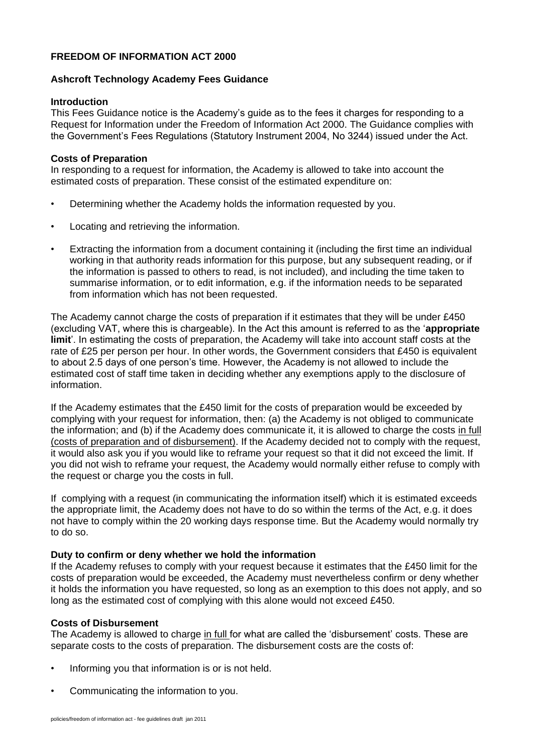**FREEDOM OF INFORMATION ACT 2000**

**Ashcroft Technology Academy Fees Guidance**

**Introduction**

This Fees Guidance notice is the Academy's guide as to the fees it charges for responding to a Request for Information under the Freedom of Information Act 2000. The Guidance complies with the Government's Fees Regulations (Statutory Instrument 2004, No 3244) issued under the Act.

**Costs of Preparation**

In responding to a request for information, the Academy is allowed to take into account the estimated costs of preparation. These consist of the estimated expenditure on:

- Determining whether the Academy holds the information requested by you.
- Locating and retrieving the information.
- Extracting the information from a document containing it (including the first time an individual working in that authority reads information for this purpose, but any subsequent reading, or if the information is passed to others to read, is not included), and including the time taken to summarise information, or to edit information, e.g. if the information needs to be separated from information which has not been requested.

The Academy cannot charge the costs of preparation if it estimates that they will be under £450 (excluding VAT, where this is chargeable). In the Act this amount is referred to as the '**appropriate limit**'. In estimating the costs of preparation, the Academy will take into account staff costs at the rate of £25 per person per hour. In other words, the Government considers that £450 is equivalent to about 2.5 days of one person's time. However, the Academy is not allowed to include the estimated cost of staff time taken in deciding whether any exemptions apply to the disclosure of information.

If the Academy estimates that the £450 limit for the costs of preparation would be exceeded by complying with your request for information, then: (a) the Academy is not obliged to communicate the information; and (b) if the Academy does communicate it, it is allowed to charge the costs <u>in full (costs of preparation and of disbursement)</u>. If the Academy decided not to comply with the request, it would also ask you if you would like to reframe your request so that it did not exceed the limit. If you did not wish to reframe your request, the Academy would normally either refuse to comply with the request or charge you the costs in full.

If complying with a request (in communicating the information itself) which it is estimated exceeds the appropriate limit, the Academy does not have to do so within the terms of the Act, e.g. it does not have to comply within the 20 working days response time. But the Academy would normally try to do so.

**Duty to confirm or deny whether we hold the information**

If the Academy refuses to comply with your request because it estimates that the £450 limit for the costs of preparation would be exceeded, the Academy must nevertheless confirm or deny whether it holds the information you have requested, so long as an exemption to this does not apply, and so long as the estimated cost of complying with this alone would not exceed £450.

**Costs of Disbursement**

The Academy is allowed to charge <u>in full</u> for what are called the 'disbursement' costs. These are separate costs to the costs of preparation. The disbursement costs are the costs of:

- Informing you that information is or is not held.
- Communicating the information to you.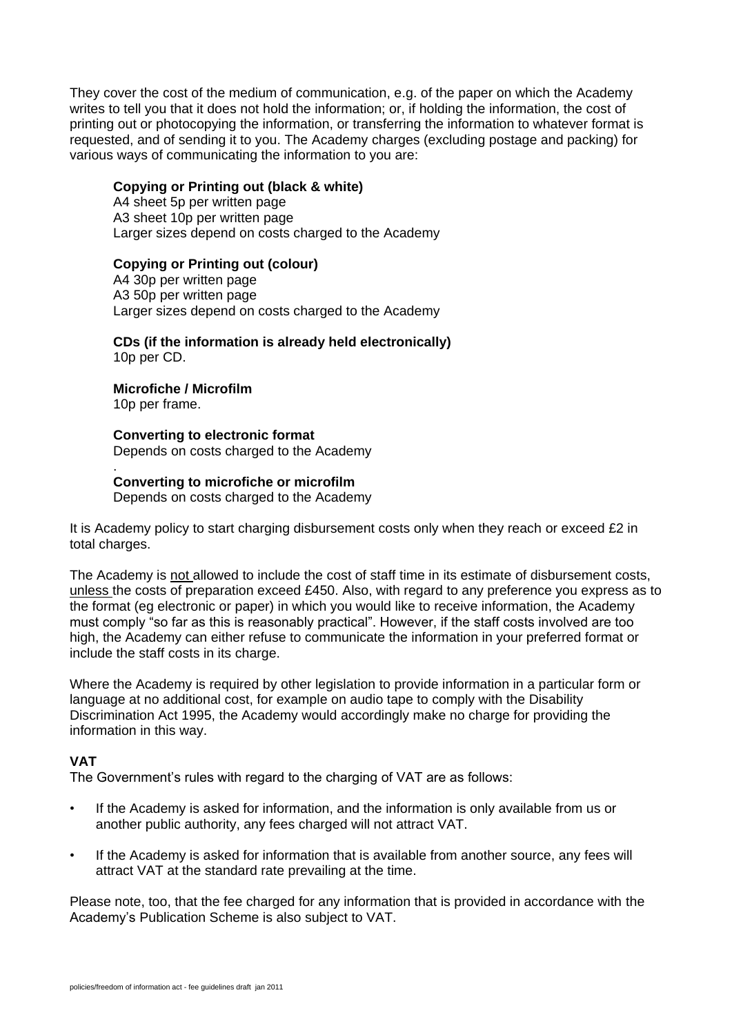They cover the cost of the medium of communication, e.g. of the paper on which the Academy writes to tell you that it does not hold the information; or, if holding the information, the cost of printing out or photocopying the information, or transferring the information to whatever format is requested, and of sending it to you. The Academy charges (excluding postage and packing) for various ways of communicating the information to you are:

**Copying or Printing out (black & white)**
A4 sheet 5p per written page
A3 sheet 10p per written page
Larger sizes depend on costs charged to the Academy

**Copying or Printing out (colour)**
A4 30p per written page
A3 50p per written page
Larger sizes depend on costs charged to the Academy

**CDs (if the information is already held electronically)**
10p per CD.

**Microfiche / Microfilm**
10p per frame.

**Converting to electronic format**
Depends on costs charged to the Academy
.
**Converting to microfiche or microfilm**
Depends on costs charged to the Academy

It is Academy policy to start charging disbursement costs only when they reach or exceed £2 in total charges.

The Academy is <u>not</u> allowed to include the cost of staff time in its estimate of disbursement costs, <u>unless</u> the costs of preparation exceed £450. Also, with regard to any preference you express as to the format (eg electronic or paper) in which you would like to receive information, the Academy must comply "so far as this is reasonably practical". However, if the staff costs involved are too high, the Academy can either refuse to communicate the information in your preferred format or include the staff costs in its charge.

Where the Academy is required by other legislation to provide information in a particular form or language at no additional cost, for example on audio tape to comply with the Disability Discrimination Act 1995, the Academy would accordingly make no charge for providing the information in this way.

**VAT**
The Government's rules with regard to the charging of VAT are as follows:

- If the Academy is asked for information, and the information is only available from us or another public authority, any fees charged will not attract VAT.
- If the Academy is asked for information that is available from another source, any fees will attract VAT at the standard rate prevailing at the time.

Please note, too, that the fee charged for any information that is provided in accordance with the Academy's Publication Scheme is also subject to VAT.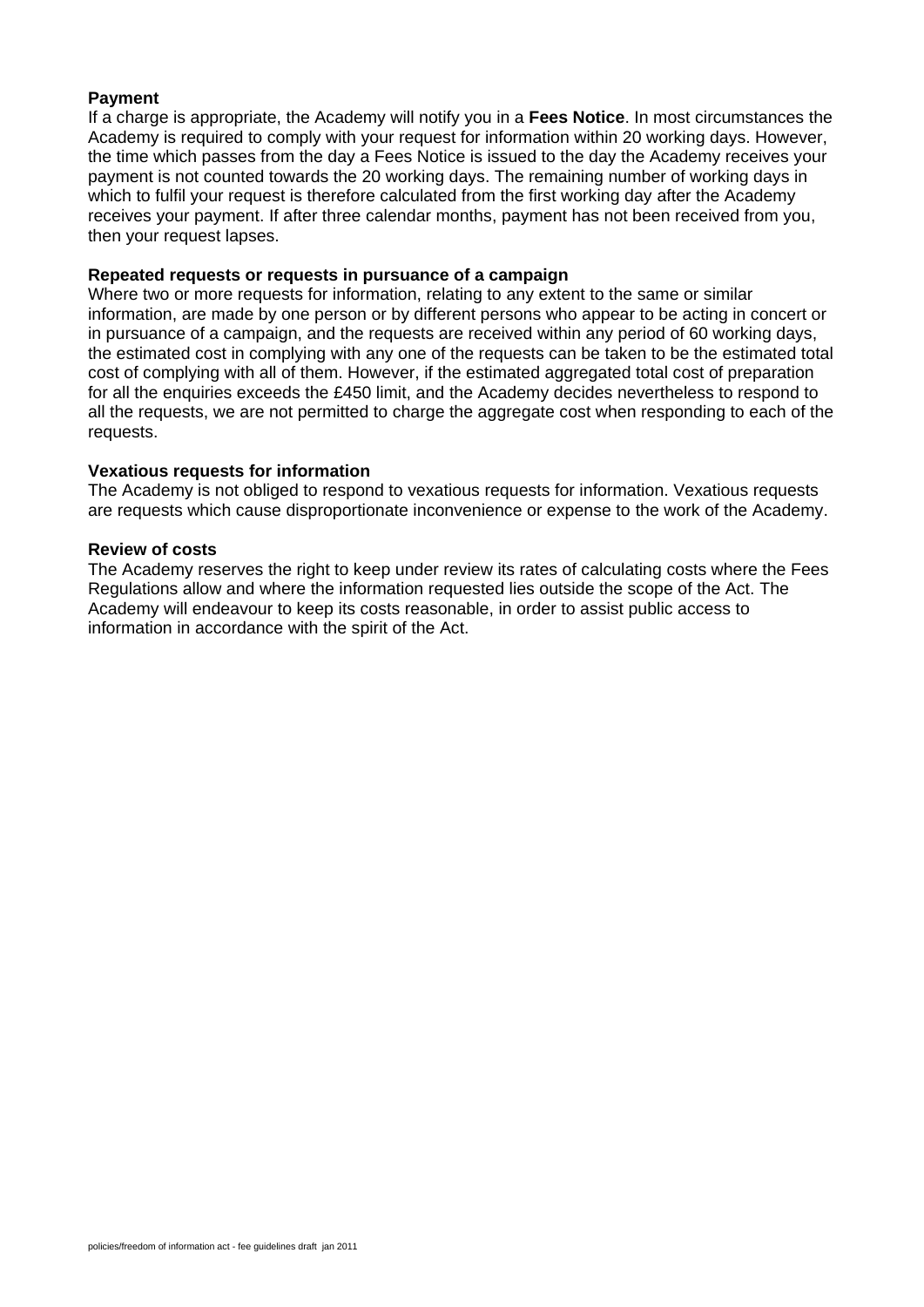**Payment**

If a charge is appropriate, the Academy will notify you in a **Fees Notice**. In most circumstances the Academy is required to comply with your request for information within 20 working days. However, the time which passes from the day a Fees Notice is issued to the day the Academy receives your payment is not counted towards the 20 working days. The remaining number of working days in which to fulfil your request is therefore calculated from the first working day after the Academy receives your payment. If after three calendar months, payment has not been received from you, then your request lapses.

**Repeated requests or requests in pursuance of a campaign**

Where two or more requests for information, relating to any extent to the same or similar information, are made by one person or by different persons who appear to be acting in concert or in pursuance of a campaign, and the requests are received within any period of 60 working days, the estimated cost in complying with any one of the requests can be taken to be the estimated total cost of complying with all of them. However, if the estimated aggregated total cost of preparation for all the enquiries exceeds the £450 limit, and the Academy decides nevertheless to respond to all the requests, we are not permitted to charge the aggregate cost when responding to each of the requests.

**Vexatious requests for information**

The Academy is not obliged to respond to vexatious requests for information. Vexatious requests are requests which cause disproportionate inconvenience or expense to the work of the Academy.

**Review of costs**

The Academy reserves the right to keep under review its rates of calculating costs where the Fees Regulations allow and where the information requested lies outside the scope of the Act. The Academy will endeavour to keep its costs reasonable, in order to assist public access to information in accordance with the spirit of the Act.